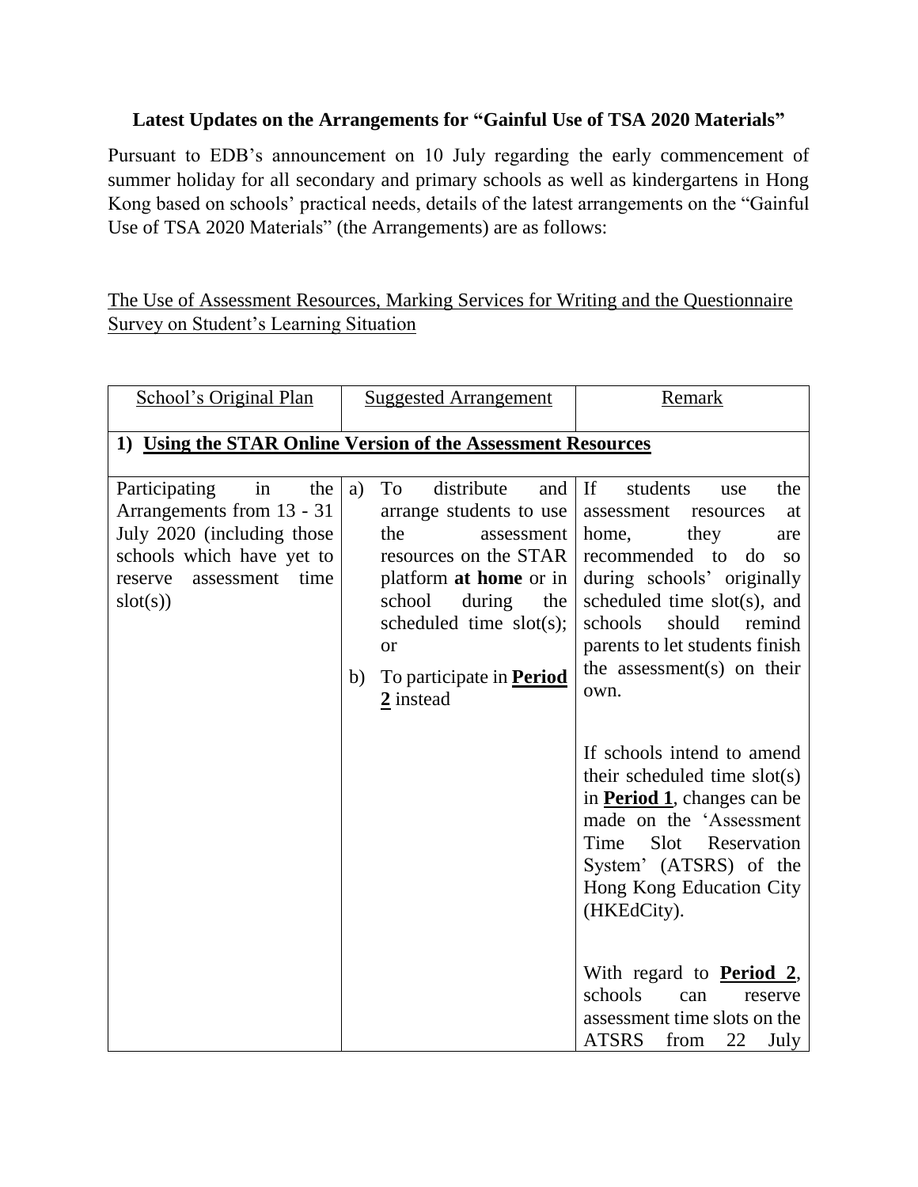**Latest Updates on the Arrangements for "Gainful Use of TSA 2020 Materials"**

Pursuant to EDB's announcement on 10 July regarding the early commencement of summer holiday for all secondary and primary schools as well as kindergartens in Hong Kong based on schools' practical needs, details of the latest arrangements on the "Gainful Use of TSA 2020 Materials" (the Arrangements) are as follows:

The Use of Assessment Resources, Marking Services for Writing and the Questionnaire Survey on Student's Learning Situation

| School's Original Plan | Suggested Arrangement | Remark |
|---|---|---|
| **1) Using the STAR Online Version of the Assessment Resources** | | |
| Participating in the Arrangements from 13 - 31 July 2020 (including those schools which have yet to reserve assessment time slot(s)) | a) To distribute and arrange students to use the assessment resources on the STAR platform **at home** or in school during the scheduled time slot(s); or<br><br>b) To participate in **Period 2** instead | If students use the assessment resources at home, they are recommended to do so during schools' originally scheduled time slot(s), and schools should remind parents to let students finish the assessment(s) on their own.<br><br>If schools intend to amend their scheduled time slot(s) in **Period 1**, changes can be made on the 'Assessment Time Slot Reservation System' (ATSRS) of the Hong Kong Education City (HKEdCity).<br><br>With regard to **Period 2**, schools can reserve assessment time slots on the ATSRS from 22 July |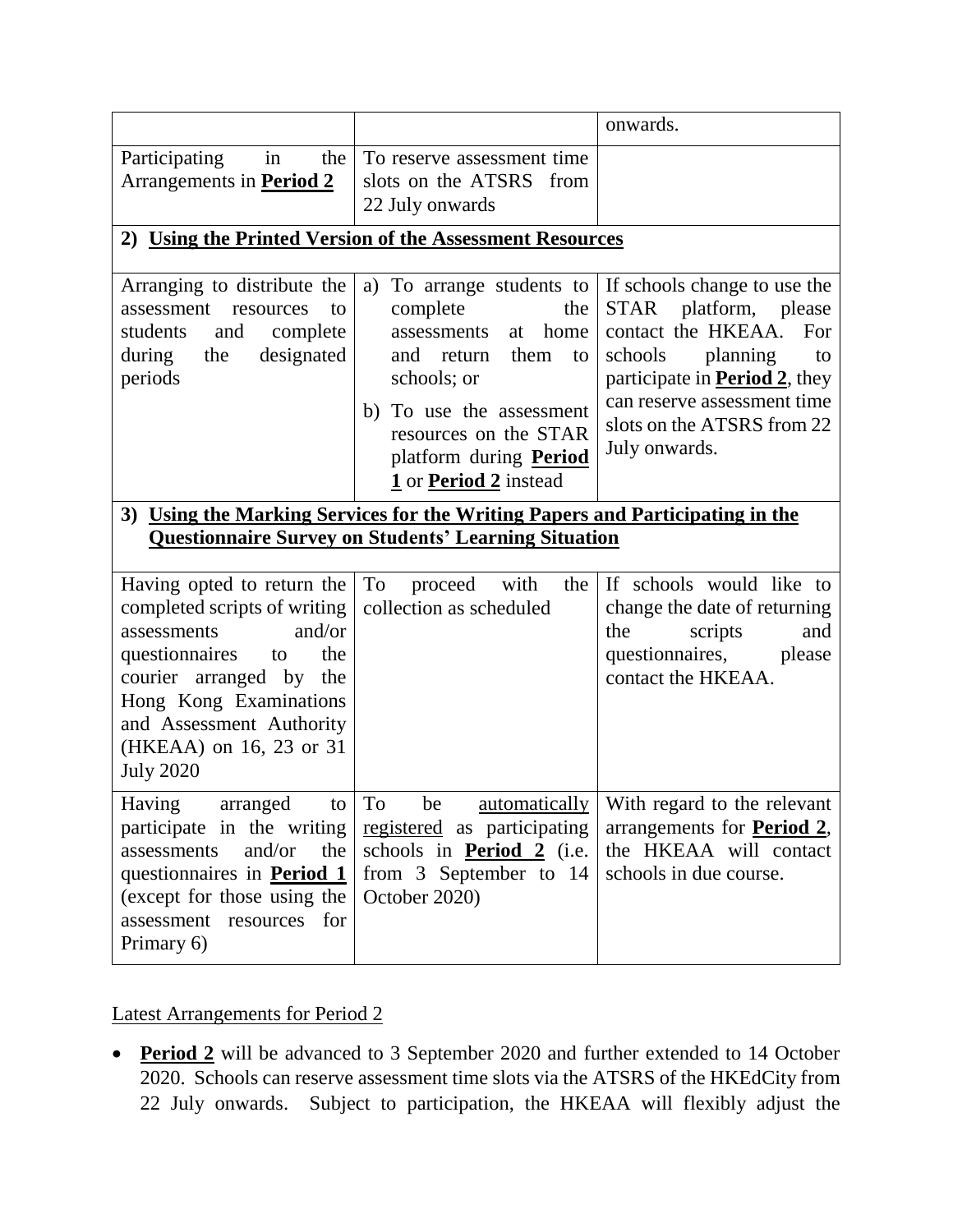| | | |
|---|---|---|
| | | onwards. |
| Participating in the Arrangements in **Period 2** | To reserve assessment time slots on the ATSRS from 22 July onwards | |
| **2) Using the Printed Version of the Assessment Resources** | | |
| Arranging to distribute the assessment resources to students and complete during the designated periods | a) To arrange students to complete the assessments at home and return them to schools; or<br>b) To use the assessment resources on the STAR platform during **Period 1** or **Period 2** instead | If schools change to use the STAR platform, please contact the HKEAA. For schools planning to participate in **Period 2**, they can reserve assessment time slots on the ATSRS from 22 July onwards. |
| **3) Using the Marking Services for the Writing Papers and Participating in the Questionnaire Survey on Students' Learning Situation** | | |
| Having opted to return the completed scripts of writing assessments and/or questionnaires to the courier arranged by the Hong Kong Examinations and Assessment Authority (HKEAA) on 16, 23 or 31 July 2020 | To proceed with the collection as scheduled | If schools would like to change the date of returning the scripts and questionnaires, please contact the HKEAA. |
| Having arranged to participate in the writing assessments and/or the questionnaires in **Period 1** (except for those using the assessment resources for Primary 6) | To be automatically registered as participating schools in **Period 2** (i.e. from 3 September to 14 October 2020) | With regard to the relevant arrangements for **Period 2**, the HKEAA will contact schools in due course. |

Latest Arrangements for Period 2

- **Period 2** will be advanced to 3 September 2020 and further extended to 14 October 2020. Schools can reserve assessment time slots via the ATSRS of the HKEdCity from 22 July onwards. Subject to participation, the HKEAA will flexibly adjust the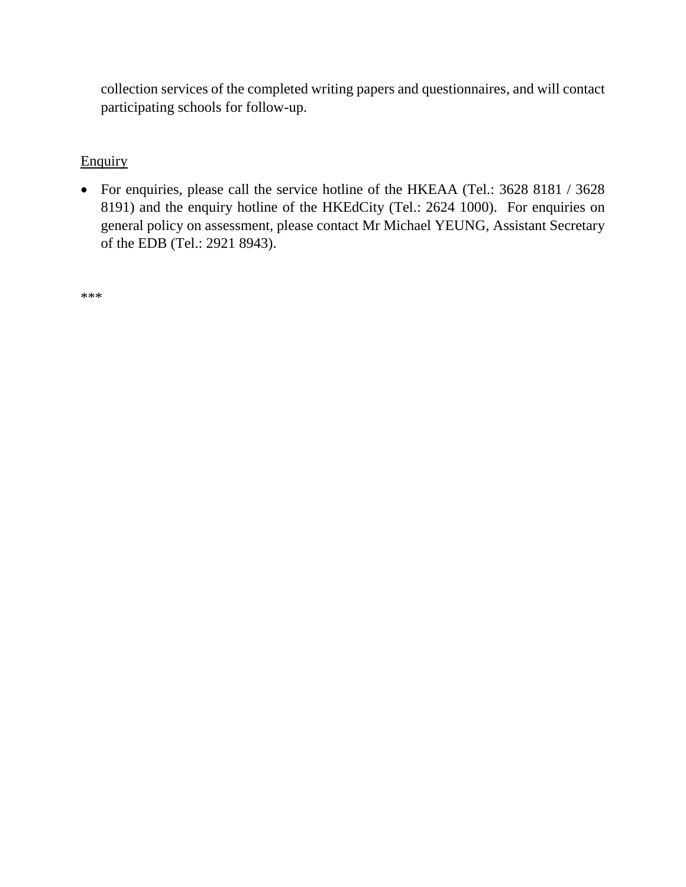collection services of the completed writing papers and questionnaires, and will contact participating schools for follow-up.

Enquiry

- For enquiries, please call the service hotline of the HKEAA (Tel.: 3628 8181 / 3628 8191) and the enquiry hotline of the HKEdCity (Tel.: 2624 1000). For enquiries on general policy on assessment, please contact Mr Michael YEUNG, Assistant Secretary of the EDB (Tel.: 2921 8943).

***